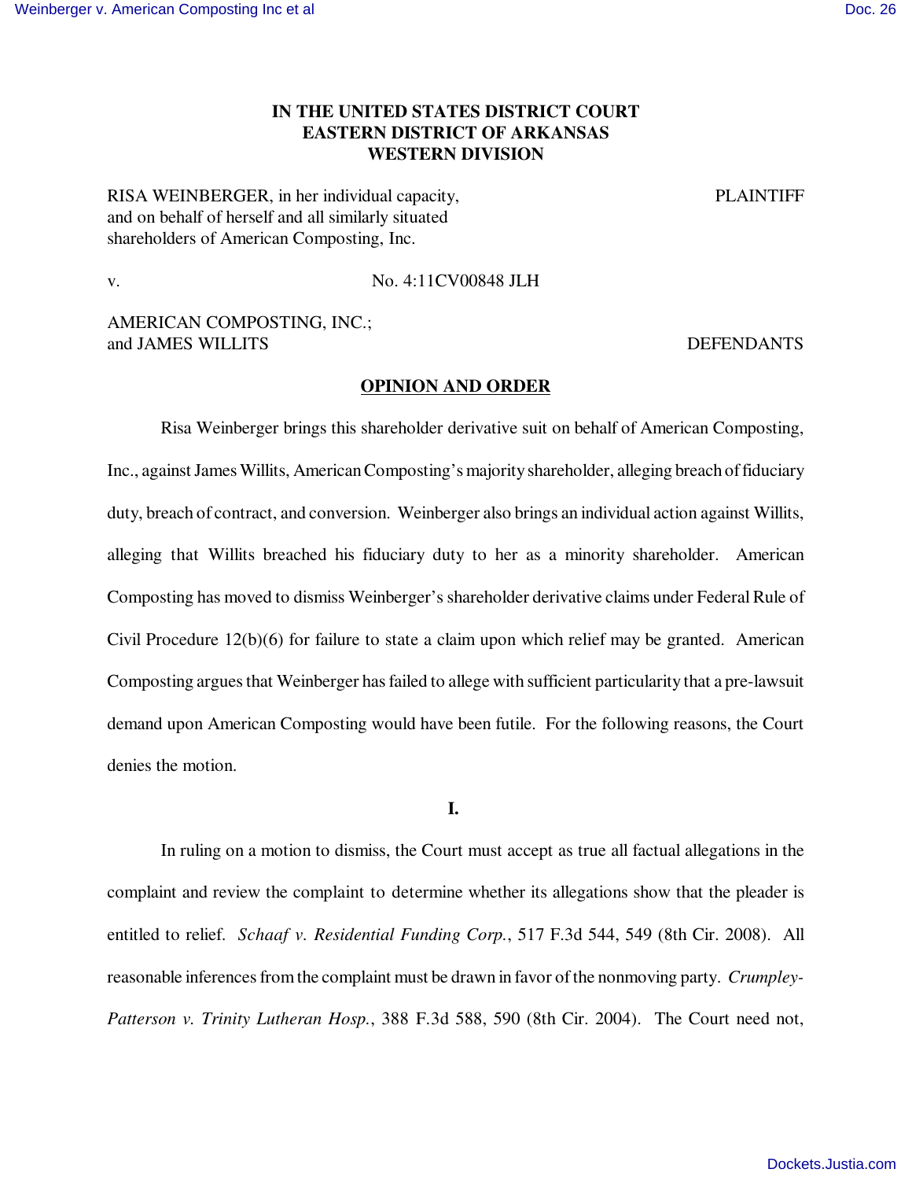**IN THE UNITED STATES DISTRICT COURT**
**EASTERN DISTRICT OF ARKANSAS**
**WESTERN DIVISION**

RISA WEINBERGER, in her individual capacity, and on behalf of herself and all similarly situated shareholders of American Composting, Inc. — PLAINTIFF

v. — No. 4:11CV00848 JLH

AMERICAN COMPOSTING, INC.; and JAMES WILLITS — DEFENDANTS

**OPINION AND ORDER**

Risa Weinberger brings this shareholder derivative suit on behalf of American Composting, Inc., against James Willits, American Composting's majority shareholder, alleging breach of fiduciary duty, breach of contract, and conversion. Weinberger also brings an individual action against Willits, alleging that Willits breached his fiduciary duty to her as a minority shareholder. American Composting has moved to dismiss Weinberger's shareholder derivative claims under Federal Rule of Civil Procedure 12(b)(6) for failure to state a claim upon which relief may be granted. American Composting argues that Weinberger has failed to allege with sufficient particularity that a pre-lawsuit demand upon American Composting would have been futile. For the following reasons, the Court denies the motion.

**I.**

In ruling on a motion to dismiss, the Court must accept as true all factual allegations in the complaint and review the complaint to determine whether its allegations show that the pleader is entitled to relief. *Schaaf v. Residential Funding Corp.*, 517 F.3d 544, 549 (8th Cir. 2008). All reasonable inferences from the complaint must be drawn in favor of the nonmoving party. *Crumpley-Patterson v. Trinity Lutheran Hosp.*, 388 F.3d 588, 590 (8th Cir. 2004). The Court need not,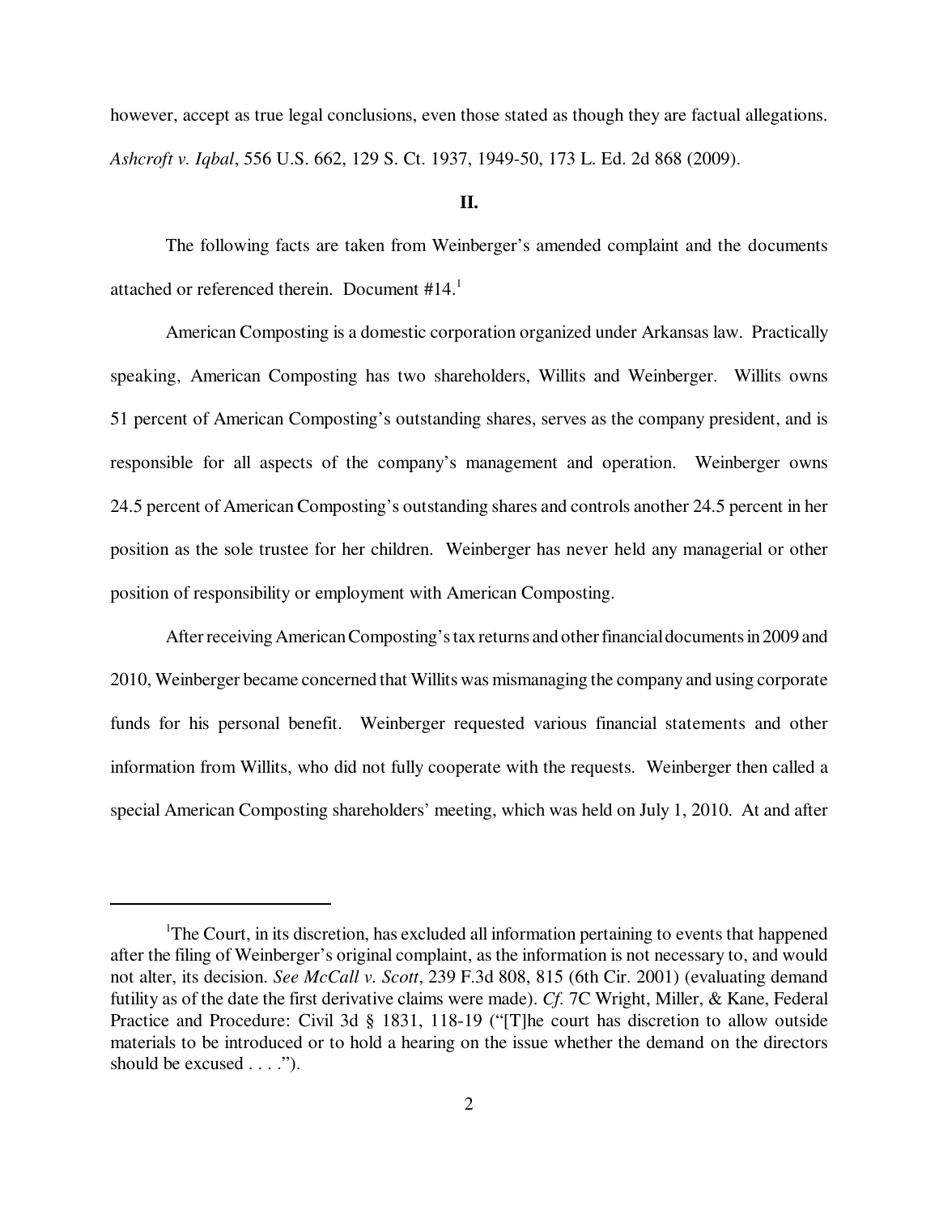however, accept as true legal conclusions, even those stated as though they are factual allegations. *Ashcroft v. Iqbal*, 556 U.S. 662, 129 S. Ct. 1937, 1949-50, 173 L. Ed. 2d 868 (2009).

## II.

The following facts are taken from Weinberger's amended complaint and the documents attached or referenced therein. Document #14.[1]

American Composting is a domestic corporation organized under Arkansas law. Practically speaking, American Composting has two shareholders, Willits and Weinberger. Willits owns 51 percent of American Composting's outstanding shares, serves as the company president, and is responsible for all aspects of the company's management and operation. Weinberger owns 24.5 percent of American Composting's outstanding shares and controls another 24.5 percent in her position as the sole trustee for her children. Weinberger has never held any managerial or other position of responsibility or employment with American Composting.

After receiving American Composting's tax returns and other financial documents in 2009 and 2010, Weinberger became concerned that Willits was mismanaging the company and using corporate funds for his personal benefit. Weinberger requested various financial statements and other information from Willits, who did not fully cooperate with the requests. Weinberger then called a special American Composting shareholders' meeting, which was held on July 1, 2010. At and after

---

[1]The Court, in its discretion, has excluded all information pertaining to events that happened after the filing of Weinberger's original complaint, as the information is not necessary to, and would not alter, its decision. *See McCall v. Scott*, 239 F.3d 808, 815 (6th Cir. 2001) (evaluating demand futility as of the date the first derivative claims were made). *Cf.* 7C Wright, Miller, & Kane, Federal Practice and Procedure: Civil 3d § 1831, 118-19 ("[T]he court has discretion to allow outside materials to be introduced or to hold a hearing on the issue whether the demand on the directors should be excused . . . .").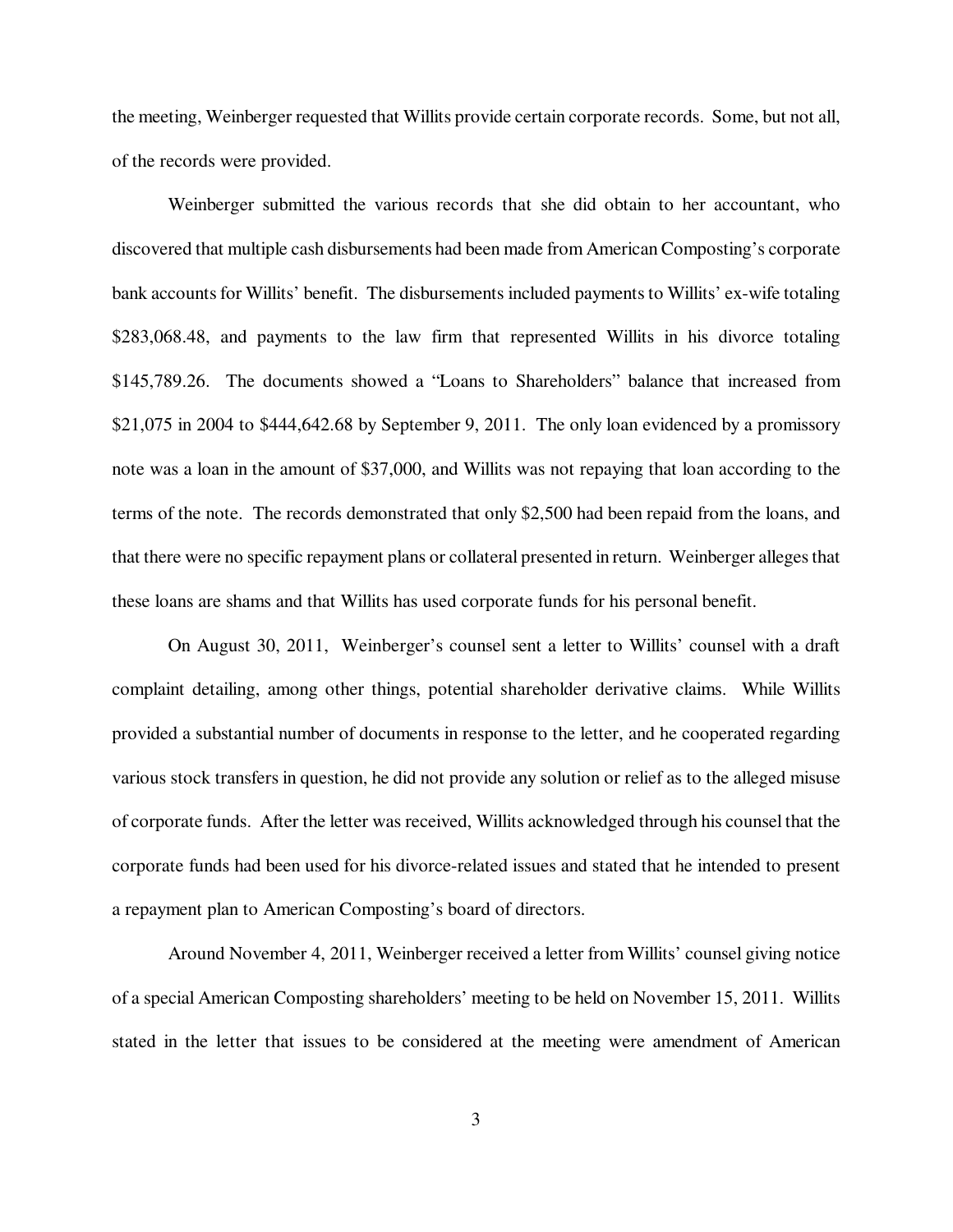the meeting, Weinberger requested that Willits provide certain corporate records. Some, but not all, of the records were provided.

Weinberger submitted the various records that she did obtain to her accountant, who discovered that multiple cash disbursements had been made from American Composting's corporate bank accounts for Willits' benefit. The disbursements included payments to Willits' ex-wife totaling \$283,068.48, and payments to the law firm that represented Willits in his divorce totaling \$145,789.26. The documents showed a "Loans to Shareholders" balance that increased from \$21,075 in 2004 to \$444,642.68 by September 9, 2011. The only loan evidenced by a promissory note was a loan in the amount of \$37,000, and Willits was not repaying that loan according to the terms of the note. The records demonstrated that only \$2,500 had been repaid from the loans, and that there were no specific repayment plans or collateral presented in return. Weinberger alleges that these loans are shams and that Willits has used corporate funds for his personal benefit.

On August 30, 2011, Weinberger's counsel sent a letter to Willits' counsel with a draft complaint detailing, among other things, potential shareholder derivative claims. While Willits provided a substantial number of documents in response to the letter, and he cooperated regarding various stock transfers in question, he did not provide any solution or relief as to the alleged misuse of corporate funds. After the letter was received, Willits acknowledged through his counsel that the corporate funds had been used for his divorce-related issues and stated that he intended to present a repayment plan to American Composting's board of directors.

Around November 4, 2011, Weinberger received a letter from Willits' counsel giving notice of a special American Composting shareholders' meeting to be held on November 15, 2011. Willits stated in the letter that issues to be considered at the meeting were amendment of American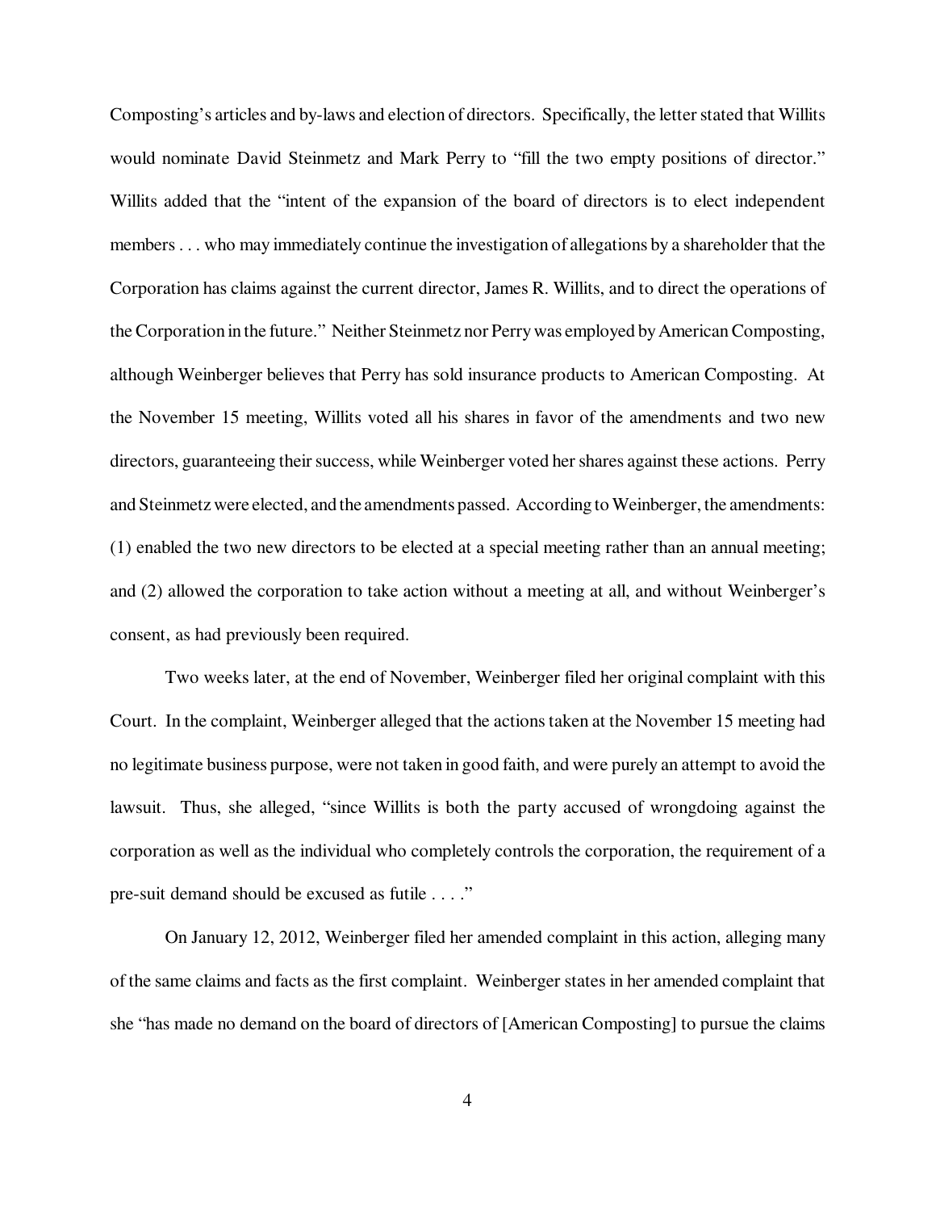Composting's articles and by-laws and election of directors. Specifically, the letter stated that Willits would nominate David Steinmetz and Mark Perry to "fill the two empty positions of director." Willits added that the "intent of the expansion of the board of directors is to elect independent members . . . who may immediately continue the investigation of allegations by a shareholder that the Corporation has claims against the current director, James R. Willits, and to direct the operations of the Corporation in the future." Neither Steinmetz nor Perry was employed by American Composting, although Weinberger believes that Perry has sold insurance products to American Composting. At the November 15 meeting, Willits voted all his shares in favor of the amendments and two new directors, guaranteeing their success, while Weinberger voted her shares against these actions. Perry and Steinmetz were elected, and the amendments passed. According to Weinberger, the amendments: (1) enabled the two new directors to be elected at a special meeting rather than an annual meeting; and (2) allowed the corporation to take action without a meeting at all, and without Weinberger's consent, as had previously been required.

Two weeks later, at the end of November, Weinberger filed her original complaint with this Court. In the complaint, Weinberger alleged that the actions taken at the November 15 meeting had no legitimate business purpose, were not taken in good faith, and were purely an attempt to avoid the lawsuit. Thus, she alleged, "since Willits is both the party accused of wrongdoing against the corporation as well as the individual who completely controls the corporation, the requirement of a pre-suit demand should be excused as futile . . . ."

On January 12, 2012, Weinberger filed her amended complaint in this action, alleging many of the same claims and facts as the first complaint. Weinberger states in her amended complaint that she "has made no demand on the board of directors of [American Composting] to pursue the claims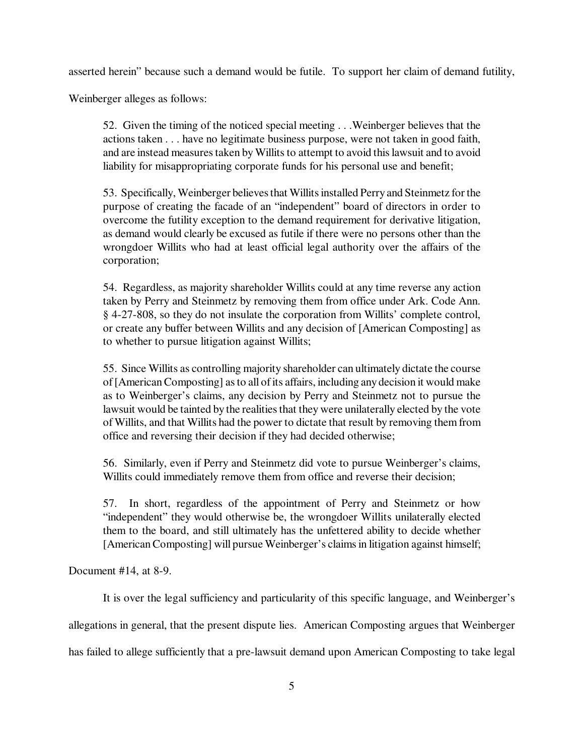asserted herein" because such a demand would be futile. To support her claim of demand futility, Weinberger alleges as follows:

> 52. Given the timing of the noticed special meeting . . .Weinberger believes that the actions taken . . . have no legitimate business purpose, were not taken in good faith, and are instead measures taken by Willits to attempt to avoid this lawsuit and to avoid liability for misappropriating corporate funds for his personal use and benefit;
>
> 53. Specifically, Weinberger believes that Willits installed Perry and Steinmetz for the purpose of creating the facade of an "independent" board of directors in order to overcome the futility exception to the demand requirement for derivative litigation, as demand would clearly be excused as futile if there were no persons other than the wrongdoer Willits who had at least official legal authority over the affairs of the corporation;
>
> 54. Regardless, as majority shareholder Willits could at any time reverse any action taken by Perry and Steinmetz by removing them from office under Ark. Code Ann. § 4-27-808, so they do not insulate the corporation from Willits' complete control, or create any buffer between Willits and any decision of [American Composting] as to whether to pursue litigation against Willits;
>
> 55. Since Willits as controlling majority shareholder can ultimately dictate the course of [American Composting] as to all of its affairs, including any decision it would make as to Weinberger's claims, any decision by Perry and Steinmetz not to pursue the lawsuit would be tainted by the realities that they were unilaterally elected by the vote of Willits, and that Willits had the power to dictate that result by removing them from office and reversing their decision if they had decided otherwise;
>
> 56. Similarly, even if Perry and Steinmetz did vote to pursue Weinberger's claims, Willits could immediately remove them from office and reverse their decision;
>
> 57. In short, regardless of the appointment of Perry and Steinmetz or how "independent" they would otherwise be, the wrongdoer Willits unilaterally elected them to the board, and still ultimately has the unfettered ability to decide whether [American Composting] will pursue Weinberger's claims in litigation against himself;

Document #14, at 8-9.

It is over the legal sufficiency and particularity of this specific language, and Weinberger's allegations in general, that the present dispute lies. American Composting argues that Weinberger has failed to allege sufficiently that a pre-lawsuit demand upon American Composting to take legal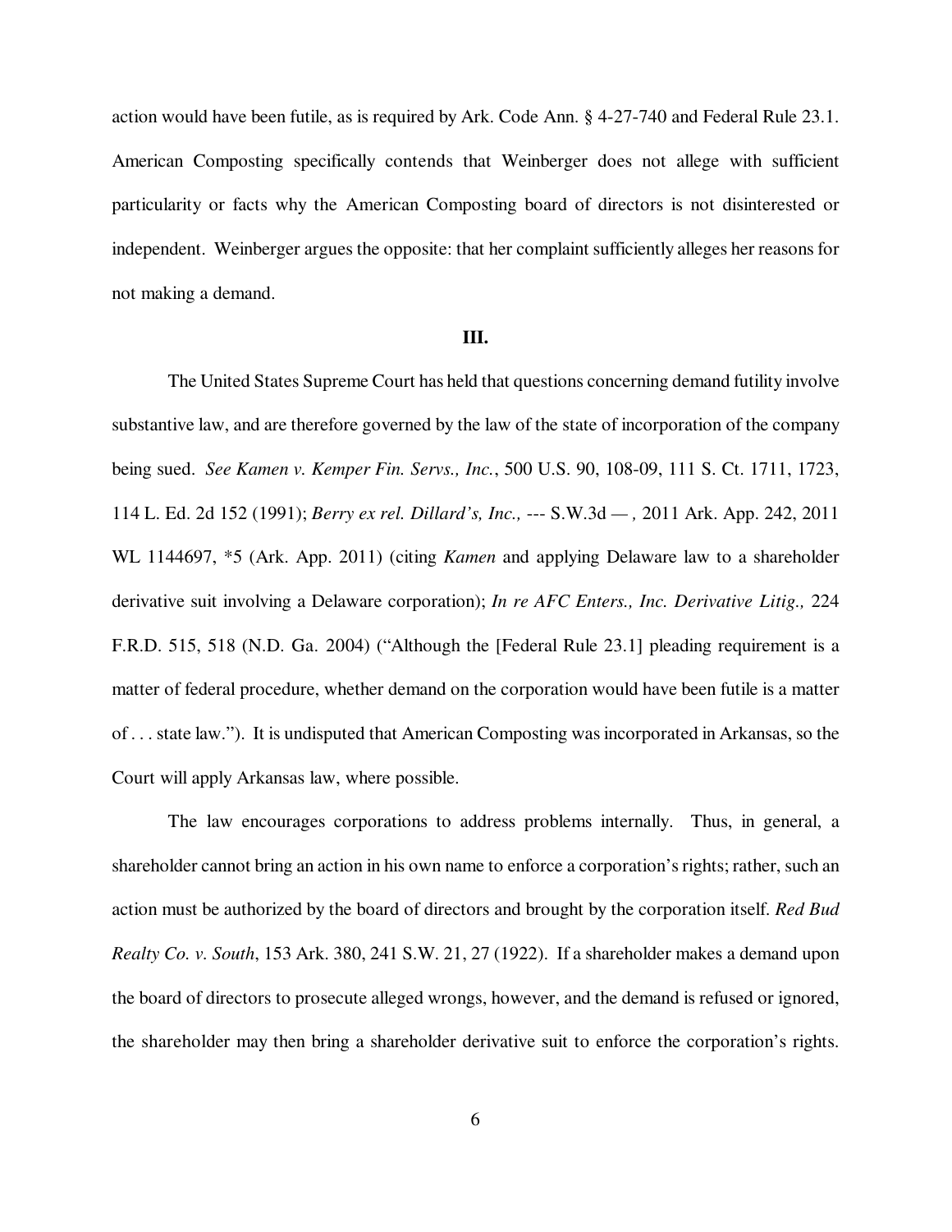action would have been futile, as is required by Ark. Code Ann. § 4-27-740 and Federal Rule 23.1. American Composting specifically contends that Weinberger does not allege with sufficient particularity or facts why the American Composting board of directors is not disinterested or independent. Weinberger argues the opposite: that her complaint sufficiently alleges her reasons for not making a demand.

## III.

The United States Supreme Court has held that questions concerning demand futility involve substantive law, and are therefore governed by the law of the state of incorporation of the company being sued. *See Kamen v. Kemper Fin. Servs., Inc.*, 500 U.S. 90, 108-09, 111 S. Ct. 1711, 1723, 114 L. Ed. 2d 152 (1991); *Berry ex rel. Dillard's, Inc.,* --- S.W.3d — *,* 2011 Ark. App. 242, 2011 WL 1144697, *5 (Ark. App. 2011) (citing *Kamen* and applying Delaware law to a shareholder derivative suit involving a Delaware corporation); *In re AFC Enters., Inc. Derivative Litig.,* 224 F.R.D. 515, 518 (N.D. Ga. 2004) ("Although the [Federal Rule 23.1] pleading requirement is a matter of federal procedure, whether demand on the corporation would have been futile is a matter of . . . state law."). It is undisputed that American Composting was incorporated in Arkansas, so the Court will apply Arkansas law, where possible.

The law encourages corporations to address problems internally. Thus, in general, a shareholder cannot bring an action in his own name to enforce a corporation's rights; rather, such an action must be authorized by the board of directors and brought by the corporation itself. *Red Bud Realty Co. v. South*, 153 Ark. 380, 241 S.W. 21, 27 (1922). If a shareholder makes a demand upon the board of directors to prosecute alleged wrongs, however, and the demand is refused or ignored, the shareholder may then bring a shareholder derivative suit to enforce the corporation's rights.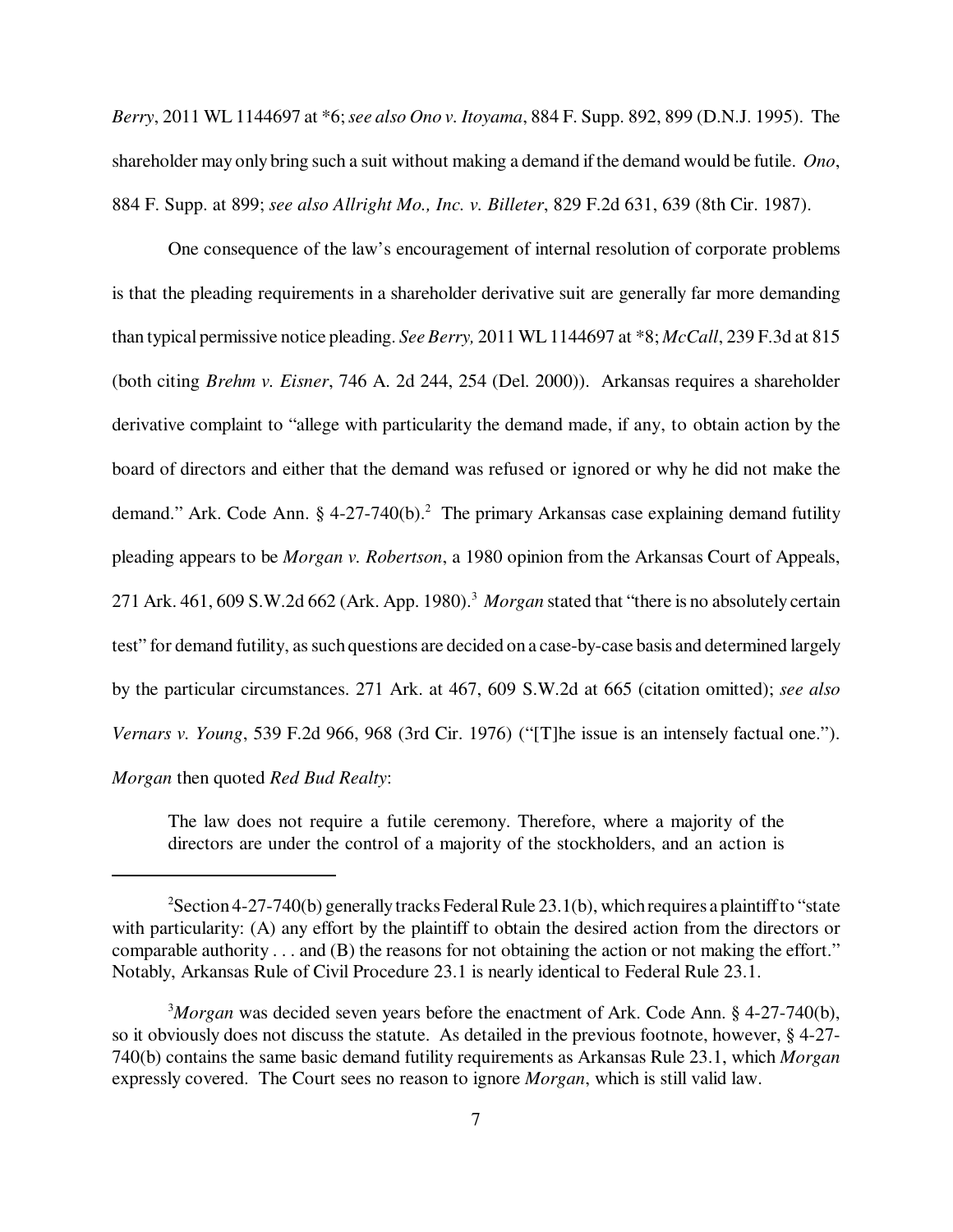*Berry*, 2011 WL 1144697 at *6; *see also Ono v. Itoyama*, 884 F. Supp. 892, 899 (D.N.J. 1995). The shareholder may only bring such a suit without making a demand if the demand would be futile. *Ono*, 884 F. Supp. at 899; *see also Allright Mo., Inc. v. Billeter*, 829 F.2d 631, 639 (8th Cir. 1987).

One consequence of the law's encouragement of internal resolution of corporate problems is that the pleading requirements in a shareholder derivative suit are generally far more demanding than typical permissive notice pleading. *See Berry,* 2011 WL 1144697 at *8; *McCall*, 239 F.3d at 815 (both citing *Brehm v. Eisner*, 746 A. 2d 244, 254 (Del. 2000)). Arkansas requires a shareholder derivative complaint to "allege with particularity the demand made, if any, to obtain action by the board of directors and either that the demand was refused or ignored or why he did not make the demand." Ark. Code Ann. § 4-27-740(b).[2] The primary Arkansas case explaining demand futility pleading appears to be *Morgan v. Robertson*, a 1980 opinion from the Arkansas Court of Appeals, 271 Ark. 461, 609 S.W.2d 662 (Ark. App. 1980).[3] *Morgan* stated that "there is no absolutely certain test" for demand futility, as such questions are decided on a case-by-case basis and determined largely by the particular circumstances. 271 Ark. at 467, 609 S.W.2d at 665 (citation omitted); *see also Vernars v. Young*, 539 F.2d 966, 968 (3rd Cir. 1976) ("[T]he issue is an intensely factual one."). *Morgan* then quoted *Red Bud Realty*:

> The law does not require a futile ceremony. Therefore, where a majority of the directors are under the control of a majority of the stockholders, and an action is

---

[2] Section 4-27-740(b) generally tracks Federal Rule 23.1(b), which requires a plaintiff to "state with particularity: (A) any effort by the plaintiff to obtain the desired action from the directors or comparable authority . . . and (B) the reasons for not obtaining the action or not making the effort." Notably, Arkansas Rule of Civil Procedure 23.1 is nearly identical to Federal Rule 23.1.

[3] *Morgan* was decided seven years before the enactment of Ark. Code Ann. § 4-27-740(b), so it obviously does not discuss the statute. As detailed in the previous footnote, however, § 4-27-740(b) contains the same basic demand futility requirements as Arkansas Rule 23.1, which *Morgan* expressly covered. The Court sees no reason to ignore *Morgan*, which is still valid law.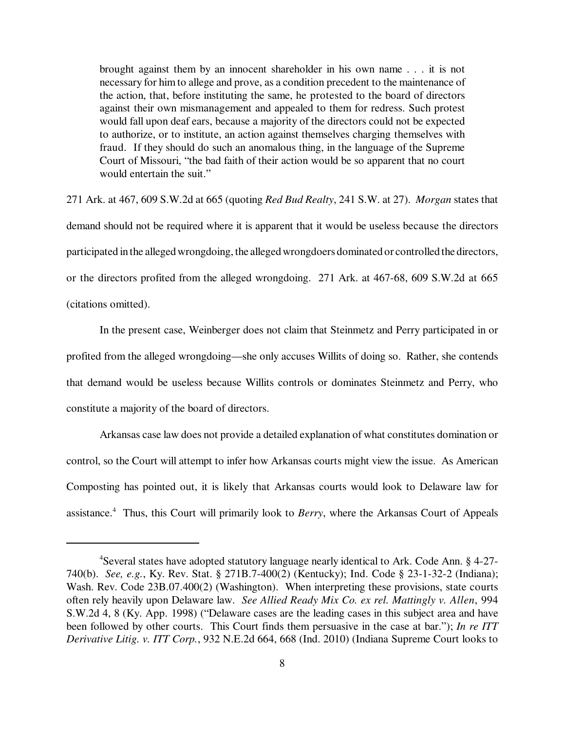> brought against them by an innocent shareholder in his own name . . . it is not necessary for him to allege and prove, as a condition precedent to the maintenance of the action, that, before instituting the same, he protested to the board of directors against their own mismanagement and appealed to them for redress. Such protest would fall upon deaf ears, because a majority of the directors could not be expected to authorize, or to institute, an action against themselves charging themselves with fraud. If they should do such an anomalous thing, in the language of the Supreme Court of Missouri, "the bad faith of their action would be so apparent that no court would entertain the suit."

271 Ark. at 467, 609 S.W.2d at 665 (quoting *Red Bud Realty*, 241 S.W. at 27). *Morgan* states that demand should not be required where it is apparent that it would be useless because the directors participated in the alleged wrongdoing, the alleged wrongdoers dominated or controlled the directors, or the directors profited from the alleged wrongdoing. 271 Ark. at 467-68, 609 S.W.2d at 665 (citations omitted).

In the present case, Weinberger does not claim that Steinmetz and Perry participated in or profited from the alleged wrongdoing—she only accuses Willits of doing so. Rather, she contends that demand would be useless because Willits controls or dominates Steinmetz and Perry, who constitute a majority of the board of directors.

Arkansas case law does not provide a detailed explanation of what constitutes domination or control, so the Court will attempt to infer how Arkansas courts might view the issue. As American Composting has pointed out, it is likely that Arkansas courts would look to Delaware law for assistance.[4] Thus, this Court will primarily look to *Berry*, where the Arkansas Court of Appeals

---

[4] Several states have adopted statutory language nearly identical to Ark. Code Ann. § 4-27-740(b). *See, e.g.*, Ky. Rev. Stat. § 271B.7-400(2) (Kentucky); Ind. Code § 23-1-32-2 (Indiana); Wash. Rev. Code 23B.07.400(2) (Washington). When interpreting these provisions, state courts often rely heavily upon Delaware law. *See Allied Ready Mix Co. ex rel. Mattingly v. Allen*, 994 S.W.2d 4, 8 (Ky. App. 1998) ("Delaware cases are the leading cases in this subject area and have been followed by other courts. This Court finds them persuasive in the case at bar."); *In re ITT Derivative Litig. v. ITT Corp.*, 932 N.E.2d 664, 668 (Ind. 2010) (Indiana Supreme Court looks to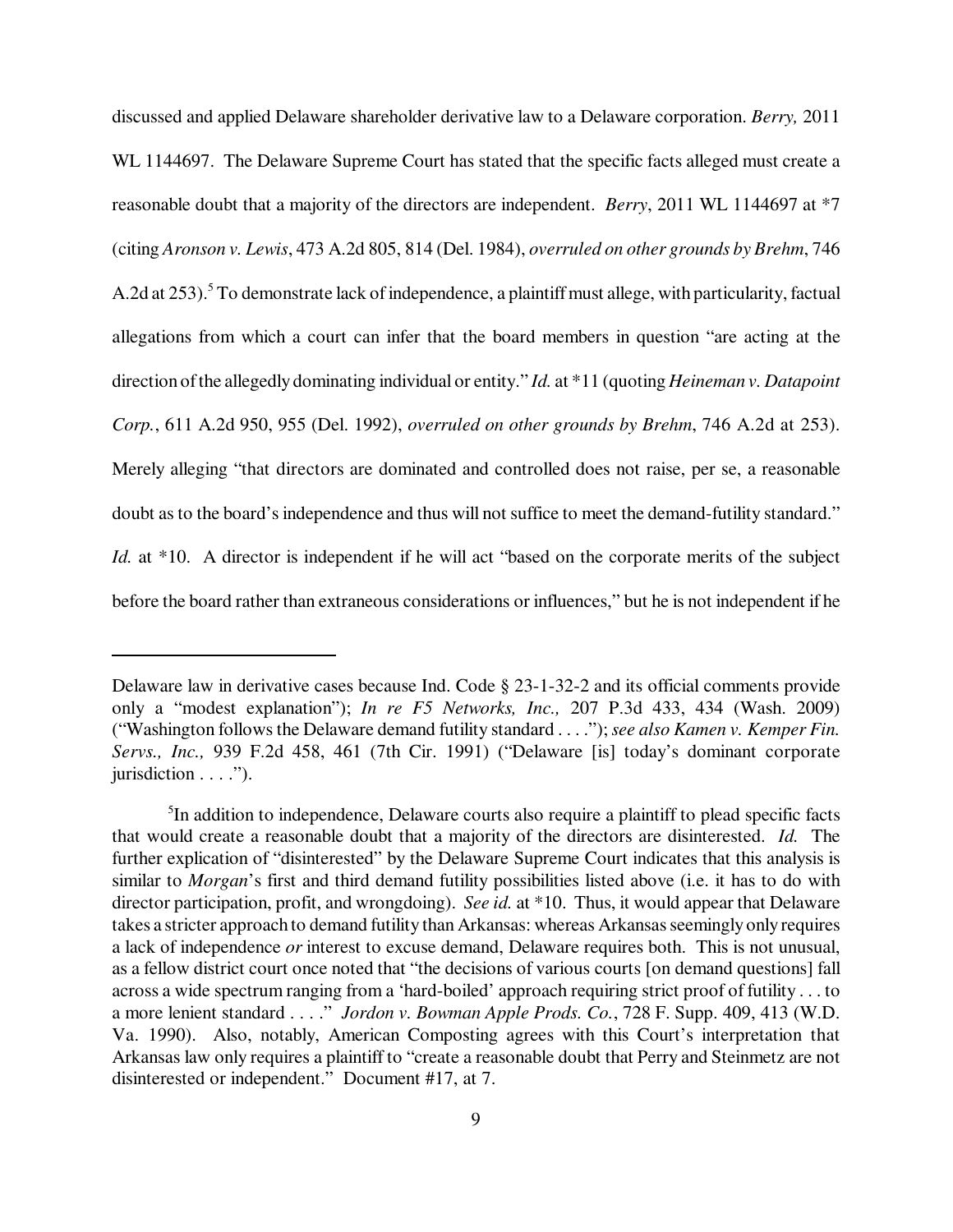discussed and applied Delaware shareholder derivative law to a Delaware corporation. *Berry,* 2011 WL 1144697. The Delaware Supreme Court has stated that the specific facts alleged must create a reasonable doubt that a majority of the directors are independent. *Berry*, 2011 WL 1144697 at *7 (citing *Aronson v. Lewis*, 473 A.2d 805, 814 (Del. 1984), *overruled on other grounds by Brehm*, 746 A.2d at 253).[5] To demonstrate lack of independence, a plaintiff must allege, with particularity, factual allegations from which a court can infer that the board members in question "are acting at the direction of the allegedly dominating individual or entity." *Id.* at *11 (quoting *Heineman v. Datapoint Corp.*, 611 A.2d 950, 955 (Del. 1992), *overruled on other grounds by Brehm*, 746 A.2d at 253). Merely alleging "that directors are dominated and controlled does not raise, per se, a reasonable doubt as to the board's independence and thus will not suffice to meet the demand-futility standard." *Id.* at *10. A director is independent if he will act "based on the corporate merits of the subject before the board rather than extraneous considerations or influences," but he is not independent if he

---

Delaware law in derivative cases because Ind. Code § 23-1-32-2 and its official comments provide only a "modest explanation"); *In re F5 Networks, Inc.,* 207 P.3d 433, 434 (Wash. 2009) ("Washington follows the Delaware demand futility standard . . . ."); *see also Kamen v. Kemper Fin. Servs., Inc.,* 939 F.2d 458, 461 (7th Cir. 1991) ("Delaware [is] today's dominant corporate jurisdiction . . . .").

[5]In addition to independence, Delaware courts also require a plaintiff to plead specific facts that would create a reasonable doubt that a majority of the directors are disinterested. *Id.* The further explication of "disinterested" by the Delaware Supreme Court indicates that this analysis is similar to *Morgan*'s first and third demand futility possibilities listed above (i.e. it has to do with director participation, profit, and wrongdoing). *See id.* at *10. Thus, it would appear that Delaware takes a stricter approach to demand futility than Arkansas: whereas Arkansas seemingly only requires a lack of independence *or* interest to excuse demand, Delaware requires both. This is not unusual, as a fellow district court once noted that "the decisions of various courts [on demand questions] fall across a wide spectrum ranging from a 'hard-boiled' approach requiring strict proof of futility . . . to a more lenient standard . . . ." *Jordon v. Bowman Apple Prods. Co.*, 728 F. Supp. 409, 413 (W.D. Va. 1990). Also, notably, American Composting agrees with this Court's interpretation that Arkansas law only requires a plaintiff to "create a reasonable doubt that Perry and Steinmetz are not disinterested or independent." Document #17, at 7.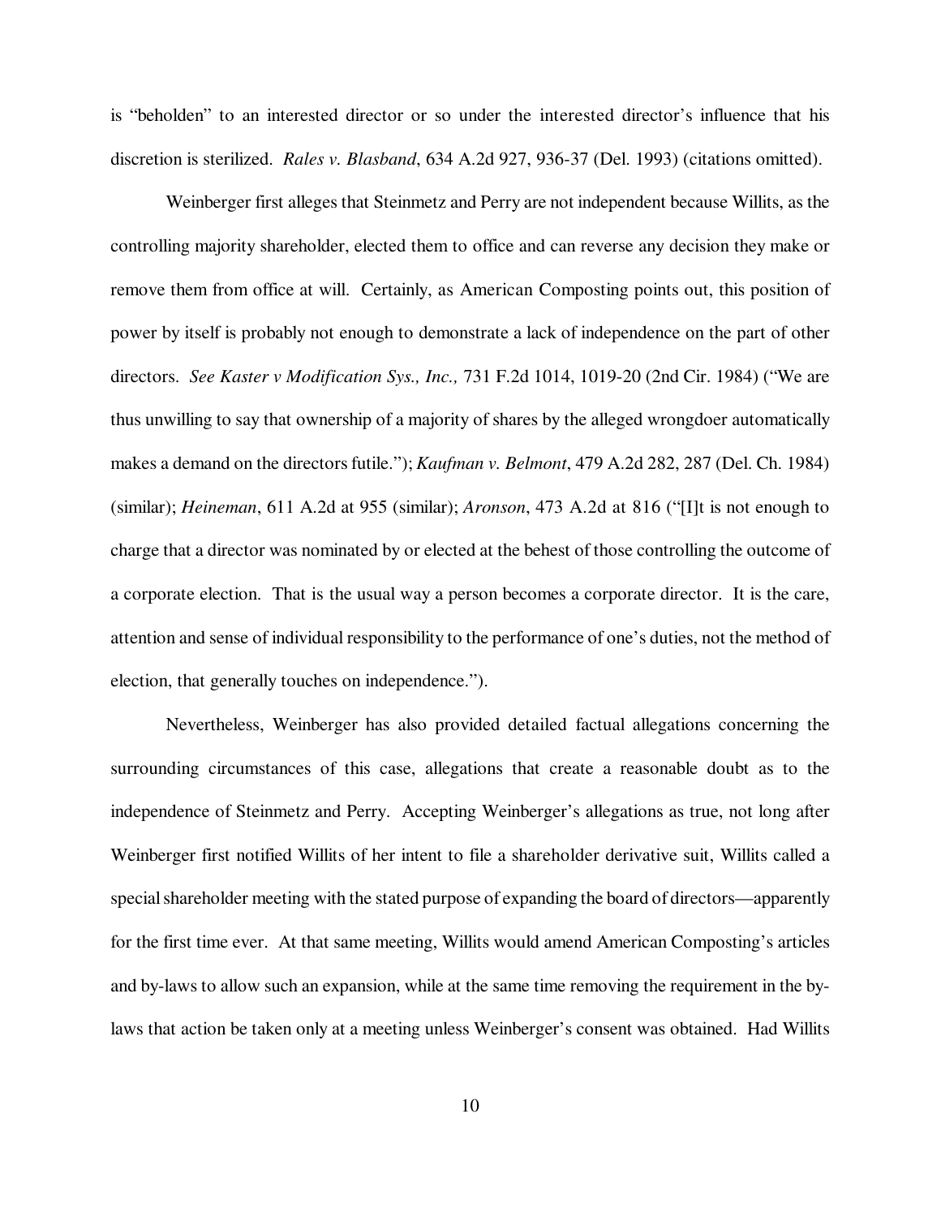is "beholden" to an interested director or so under the interested director's influence that his discretion is sterilized. *Rales v. Blasband*, 634 A.2d 927, 936-37 (Del. 1993) (citations omitted).

Weinberger first alleges that Steinmetz and Perry are not independent because Willits, as the controlling majority shareholder, elected them to office and can reverse any decision they make or remove them from office at will. Certainly, as American Composting points out, this position of power by itself is probably not enough to demonstrate a lack of independence on the part of other directors. *See Kaster v Modification Sys., Inc.,* 731 F.2d 1014, 1019-20 (2nd Cir. 1984) ("We are thus unwilling to say that ownership of a majority of shares by the alleged wrongdoer automatically makes a demand on the directors futile."); *Kaufman v. Belmont*, 479 A.2d 282, 287 (Del. Ch. 1984) (similar); *Heineman*, 611 A.2d at 955 (similar); *Aronson*, 473 A.2d at 816 ("[I]t is not enough to charge that a director was nominated by or elected at the behest of those controlling the outcome of a corporate election. That is the usual way a person becomes a corporate director. It is the care, attention and sense of individual responsibility to the performance of one's duties, not the method of election, that generally touches on independence.").

Nevertheless, Weinberger has also provided detailed factual allegations concerning the surrounding circumstances of this case, allegations that create a reasonable doubt as to the independence of Steinmetz and Perry. Accepting Weinberger's allegations as true, not long after Weinberger first notified Willits of her intent to file a shareholder derivative suit, Willits called a special shareholder meeting with the stated purpose of expanding the board of directors—apparently for the first time ever. At that same meeting, Willits would amend American Composting's articles and by-laws to allow such an expansion, while at the same time removing the requirement in the by-laws that action be taken only at a meeting unless Weinberger's consent was obtained. Had Willits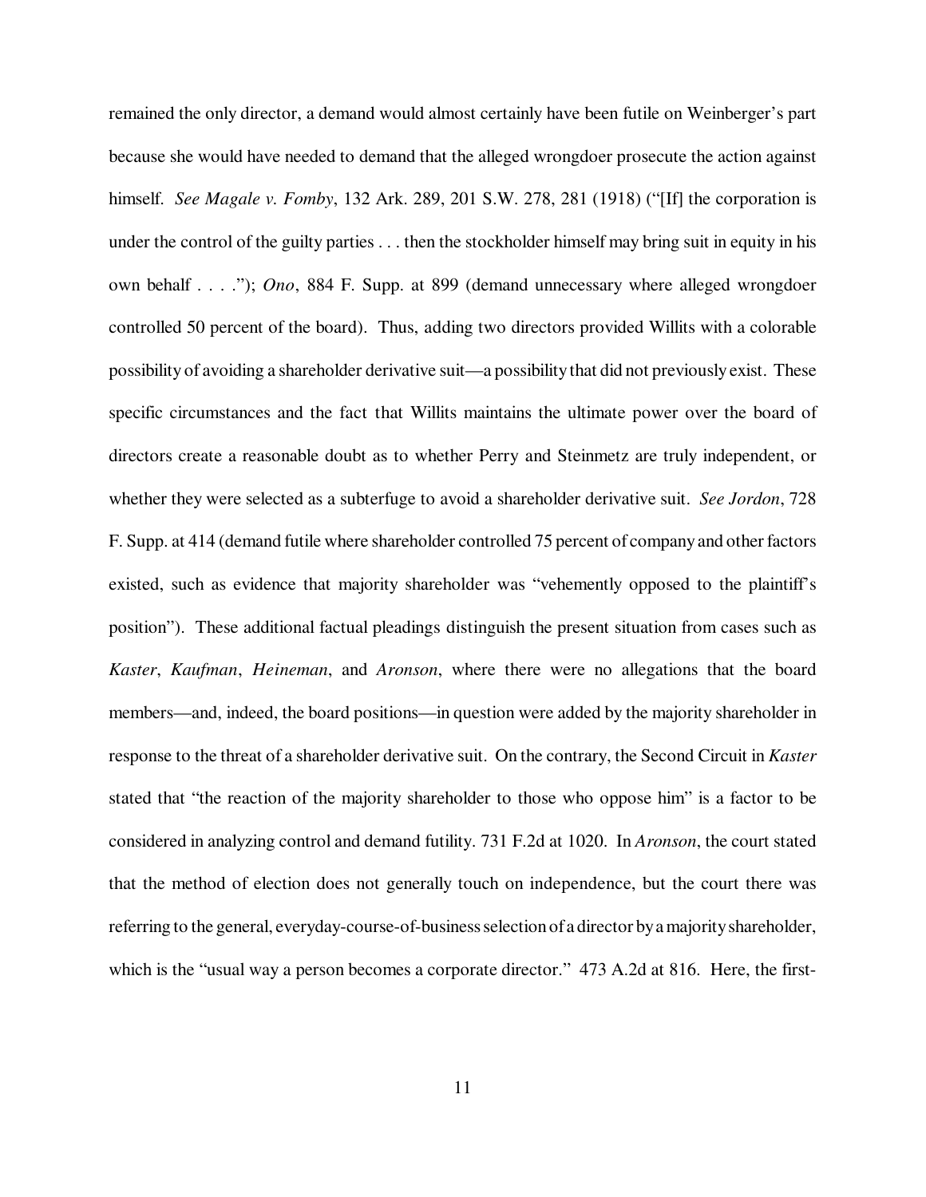remained the only director, a demand would almost certainly have been futile on Weinberger's part because she would have needed to demand that the alleged wrongdoer prosecute the action against himself. *See Magale v. Fomby*, 132 Ark. 289, 201 S.W. 278, 281 (1918) ("[If] the corporation is under the control of the guilty parties . . . then the stockholder himself may bring suit in equity in his own behalf . . . ."); *Ono*, 884 F. Supp. at 899 (demand unnecessary where alleged wrongdoer controlled 50 percent of the board). Thus, adding two directors provided Willits with a colorable possibility of avoiding a shareholder derivative suit—a possibility that did not previously exist. These specific circumstances and the fact that Willits maintains the ultimate power over the board of directors create a reasonable doubt as to whether Perry and Steinmetz are truly independent, or whether they were selected as a subterfuge to avoid a shareholder derivative suit. *See Jordon*, 728 F. Supp. at 414 (demand futile where shareholder controlled 75 percent of company and other factors existed, such as evidence that majority shareholder was "vehemently opposed to the plaintiff's position"). These additional factual pleadings distinguish the present situation from cases such as *Kaster*, *Kaufman*, *Heineman*, and *Aronson*, where there were no allegations that the board members—and, indeed, the board positions—in question were added by the majority shareholder in response to the threat of a shareholder derivative suit. On the contrary, the Second Circuit in *Kaster* stated that "the reaction of the majority shareholder to those who oppose him" is a factor to be considered in analyzing control and demand futility. 731 F.2d at 1020. In *Aronson*, the court stated that the method of election does not generally touch on independence, but the court there was referring to the general, everyday-course-of-business selection of a director by a majority shareholder, which is the "usual way a person becomes a corporate director." 473 A.2d at 816. Here, the first-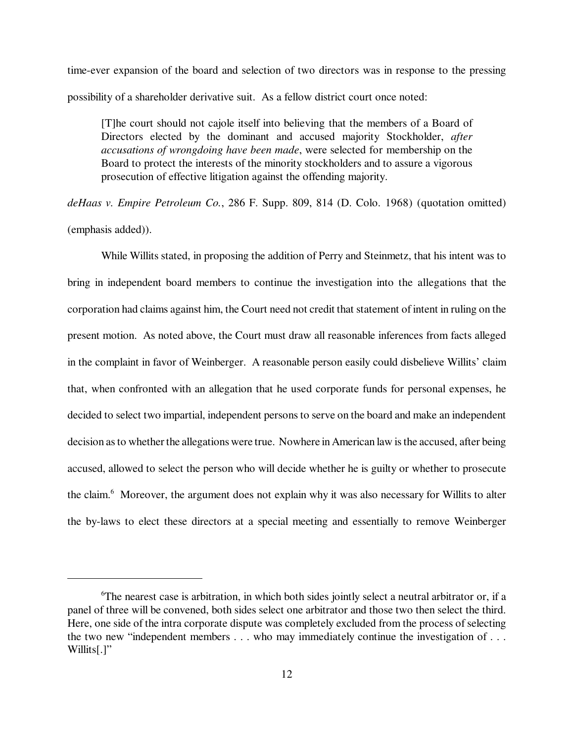time-ever expansion of the board and selection of two directors was in response to the pressing possibility of a shareholder derivative suit. As a fellow district court once noted:

> [T]he court should not cajole itself into believing that the members of a Board of Directors elected by the dominant and accused majority Stockholder, *after accusations of wrongdoing have been made*, were selected for membership on the Board to protect the interests of the minority stockholders and to assure a vigorous prosecution of effective litigation against the offending majority.

*deHaas v. Empire Petroleum Co.*, 286 F. Supp. 809, 814 (D. Colo. 1968) (quotation omitted) (emphasis added)).

While Willits stated, in proposing the addition of Perry and Steinmetz, that his intent was to bring in independent board members to continue the investigation into the allegations that the corporation had claims against him, the Court need not credit that statement of intent in ruling on the present motion. As noted above, the Court must draw all reasonable inferences from facts alleged in the complaint in favor of Weinberger. A reasonable person easily could disbelieve Willits' claim that, when confronted with an allegation that he used corporate funds for personal expenses, he decided to select two impartial, independent persons to serve on the board and make an independent decision as to whether the allegations were true. Nowhere in American law is the accused, after being accused, allowed to select the person who will decide whether he is guilty or whether to prosecute the claim.[6] Moreover, the argument does not explain why it was also necessary for Willits to alter the by-laws to elect these directors at a special meeting and essentially to remove Weinberger

---

[6]The nearest case is arbitration, in which both sides jointly select a neutral arbitrator or, if a panel of three will be convened, both sides select one arbitrator and those two then select the third. Here, one side of the intra corporate dispute was completely excluded from the process of selecting the two new "independent members . . . who may immediately continue the investigation of . . . Willits[.]"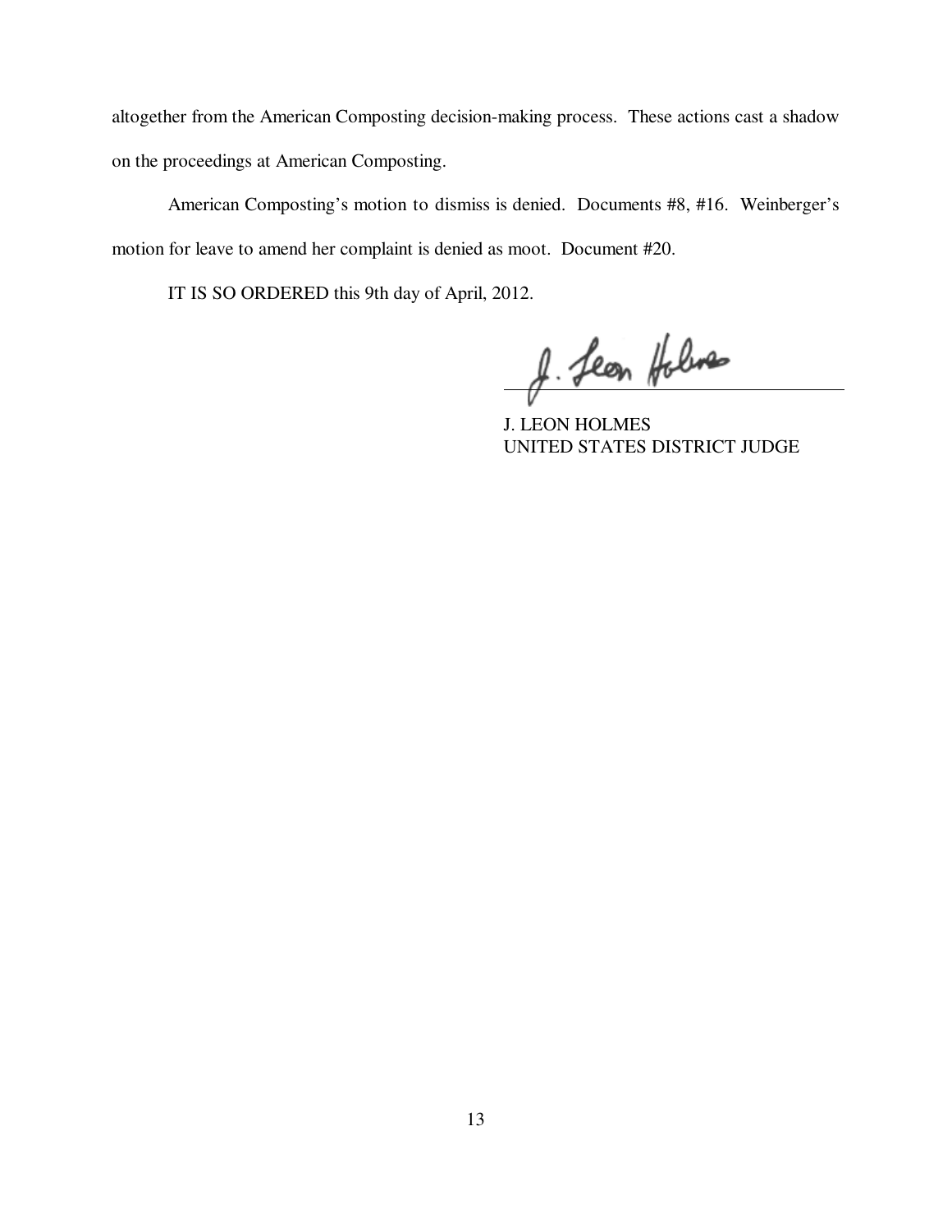altogether from the American Composting decision-making process. These actions cast a shadow on the proceedings at American Composting.

American Composting's motion to dismiss is denied. Documents #8, #16. Weinberger's motion for leave to amend her complaint is denied as moot. Document #20.

IT IS SO ORDERED this 9th day of April, 2012.

J. LEON HOLMES
UNITED STATES DISTRICT JUDGE